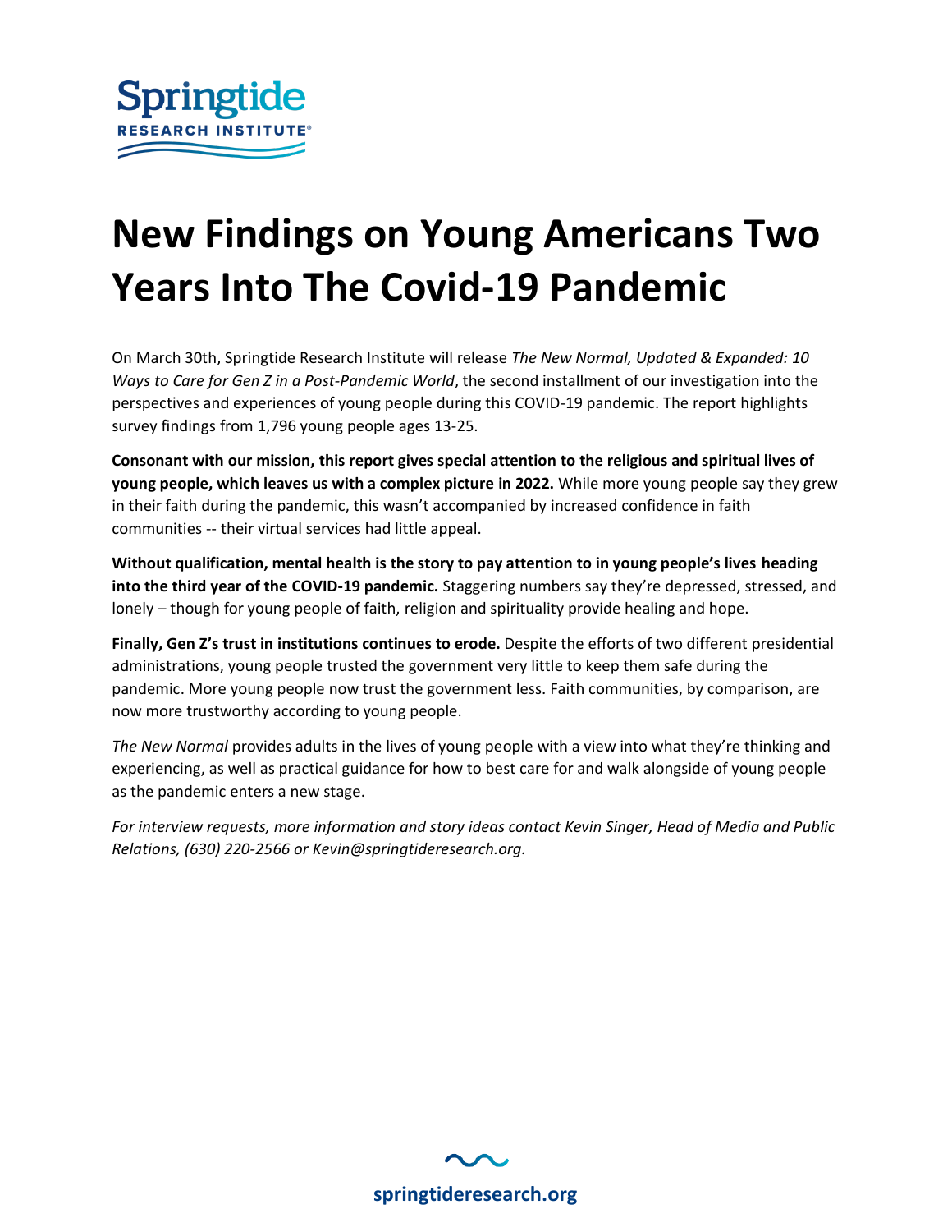Springtide
RESEARCH INSTITUTE®

# New Findings on Young Americans Two Years Into The Covid-19 Pandemic

On March 30th, Springtide Research Institute will release *The New Normal, Updated & Expanded: 10 Ways to Care for Gen Z in a Post-Pandemic World*, the second installment of our investigation into the perspectives and experiences of young people during this COVID-19 pandemic. The report highlights survey findings from 1,796 young people ages 13-25.

**Consonant with our mission, this report gives special attention to the religious and spiritual lives of young people, which leaves us with a complex picture in 2022.** While more young people say they grew in their faith during the pandemic, this wasn't accompanied by increased confidence in faith communities -- their virtual services had little appeal.

**Without qualification, mental health is the story to pay attention to in young people's lives heading into the third year of the COVID-19 pandemic.** Staggering numbers say they're depressed, stressed, and lonely – though for young people of faith, religion and spirituality provide healing and hope.

**Finally, Gen Z's trust in institutions continues to erode.** Despite the efforts of two different presidential administrations, young people trusted the government very little to keep them safe during the pandemic. More young people now trust the government less. Faith communities, by comparison, are now more trustworthy according to young people.

*The New Normal* provides adults in the lives of young people with a view into what they're thinking and experiencing, as well as practical guidance for how to best care for and walk alongside of young people as the pandemic enters a new stage.

*For interview requests, more information and story ideas contact Kevin Singer, Head of Media and Public Relations, (630) 220-2566 or Kevin@springtideresearch.org.*

springtideresearch.org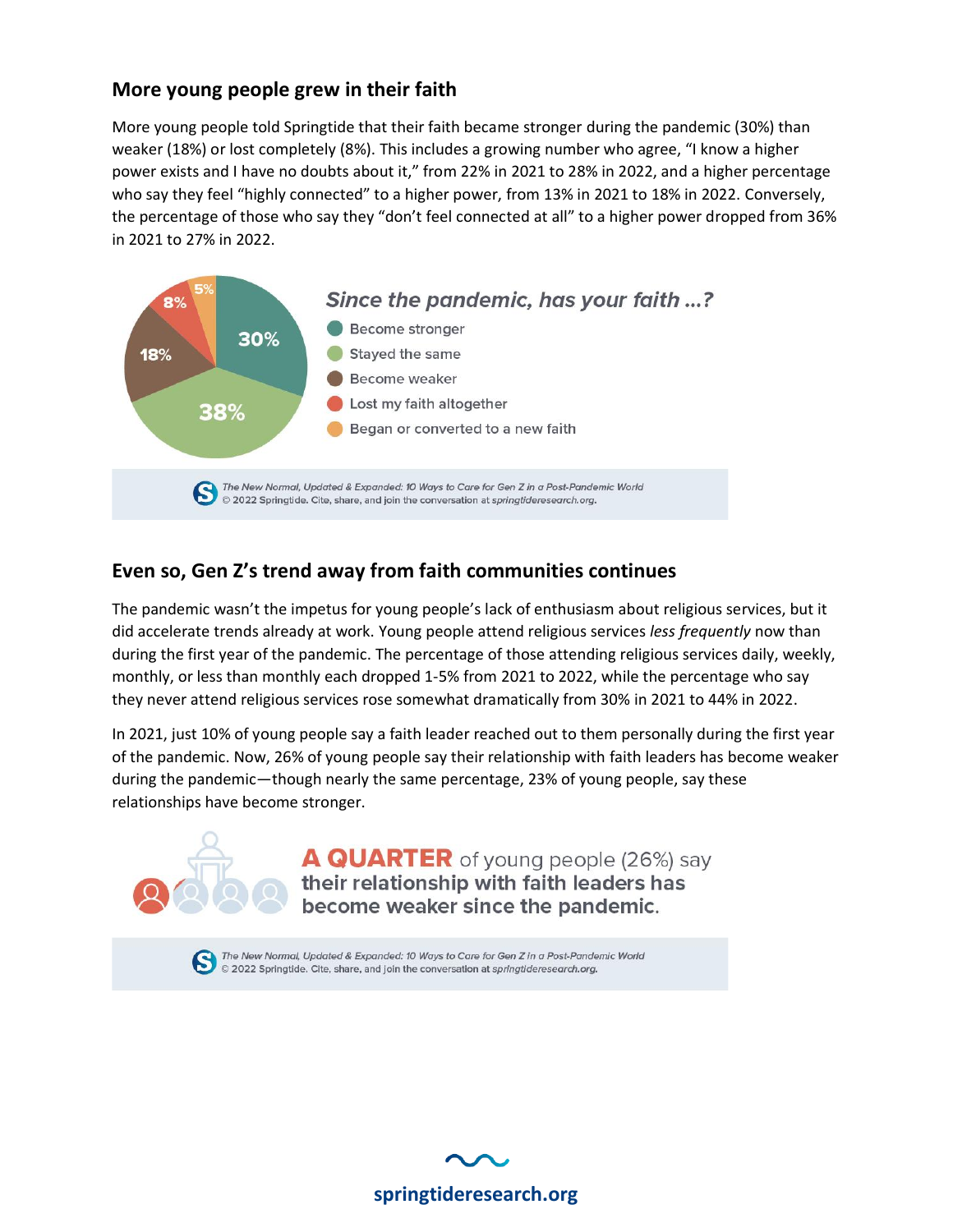## More young people grew in their faith

More young people told Springtide that their faith became stronger during the pandemic (30%) than weaker (18%) or lost completely (8%). This includes a growing number who agree, "I know a higher power exists and I have no doubts about it," from 22% in 2021 to 28% in 2022, and a higher percentage who say they feel "highly connected" to a higher power, from 13% in 2021 to 18% in 2022. Conversely, the percentage of those who say they "don't feel connected at all" to a higher power dropped from 36% in 2021 to 27% in 2022.

*Since the pandemic, has your faith ...?*

- Become stronger: 30%
- Stayed the same: 38%
- Become weaker: 18%
- Lost my faith altogether: 8%
- Began or converted to a new faith: 5%

*The New Normal, Updated & Expanded: 10 Ways to Care for Gen Z in a Post-Pandemic World*
© 2022 Springtide. Cite, share, and join the conversation at *springtideresearch.org*.

## Even so, Gen Z's trend away from faith communities continues

The pandemic wasn't the impetus for young people's lack of enthusiasm about religious services, but it did accelerate trends already at work. Young people attend religious services *less frequently* now than during the first year of the pandemic. The percentage of those attending religious services daily, weekly, monthly, or less than monthly each dropped 1-5% from 2021 to 2022, while the percentage who say they never attend religious services rose somewhat dramatically from 30% in 2021 to 44% in 2022.

In 2021, just 10% of young people say a faith leader reached out to them personally during the first year of the pandemic. Now, 26% of young people say their relationship with faith leaders has become weaker during the pandemic—though nearly the same percentage, 23% of young people, say these relationships have become stronger.

**A QUARTER** of young people (26%) say **their relationship with faith leaders has become weaker since the pandemic.**

*The New Normal, Updated & Expanded: 10 Ways to Care for Gen Z in a Post-Pandemic World*
© 2022 Springtide. Cite, share, and join the conversation at *springtideresearch.org*.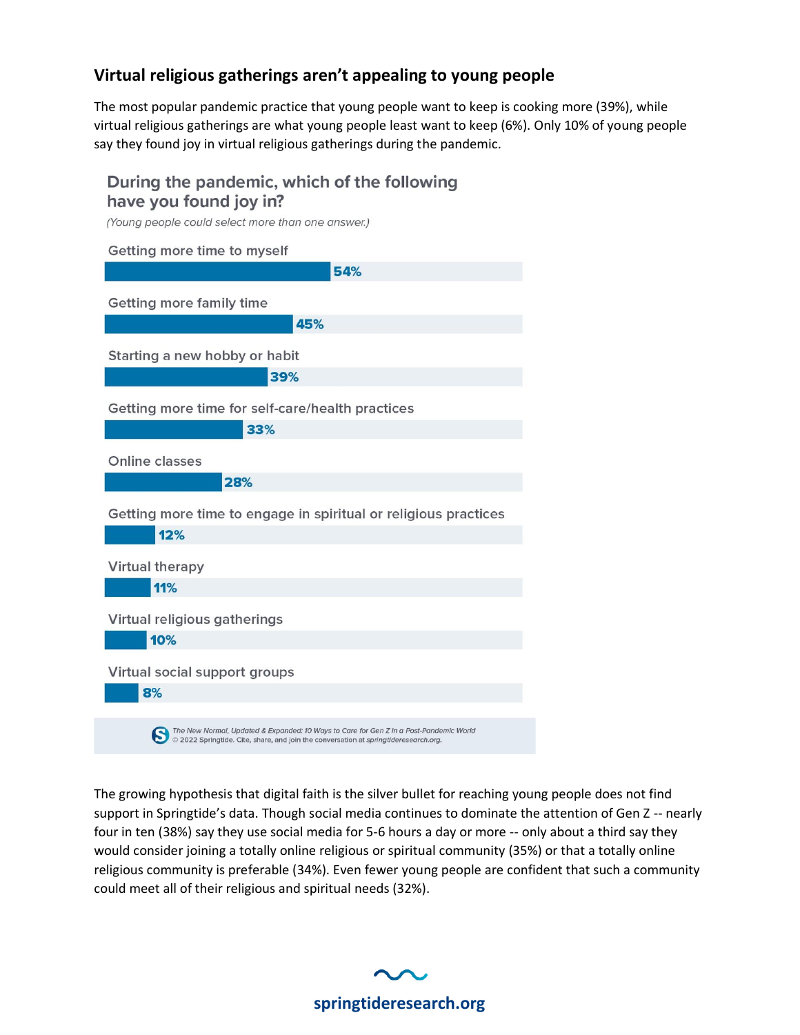## Virtual religious gatherings aren't appealing to young people

The most popular pandemic practice that young people want to keep is cooking more (39%), while virtual religious gatherings are what young people least want to keep (6%). Only 10% of young people say they found joy in virtual religious gatherings during the pandemic.

### During the pandemic, which of the following have you found joy in?

*(Young people could select more than one answer.)*

| Response | Percentage |
| --- | --- |
| Getting more time to myself | 54% |
| Getting more family time | 45% |
| Starting a new hobby or habit | 39% |
| Getting more time for self-care/health practices | 33% |
| Online classes | 28% |
| Getting more time to engage in spiritual or religious practices | 12% |
| Virtual therapy | 11% |
| Virtual religious gatherings | 10% |
| Virtual social support groups | 8% |

*The New Normal, Updated & Expanded: 10 Ways to Care for Gen Z in a Post-Pandemic World*
© 2022 Springtide. Cite, share, and join the conversation at *springtideresearch.org*.

The growing hypothesis that digital faith is the silver bullet for reaching young people does not find support in Springtide's data. Though social media continues to dominate the attention of Gen Z -- nearly four in ten (38%) say they use social media for 5-6 hours a day or more -- only about a third say they would consider joining a totally online religious or spiritual community (35%) or that a totally online religious community is preferable (34%). Even fewer young people are confident that such a community could meet all of their religious and spiritual needs (32%).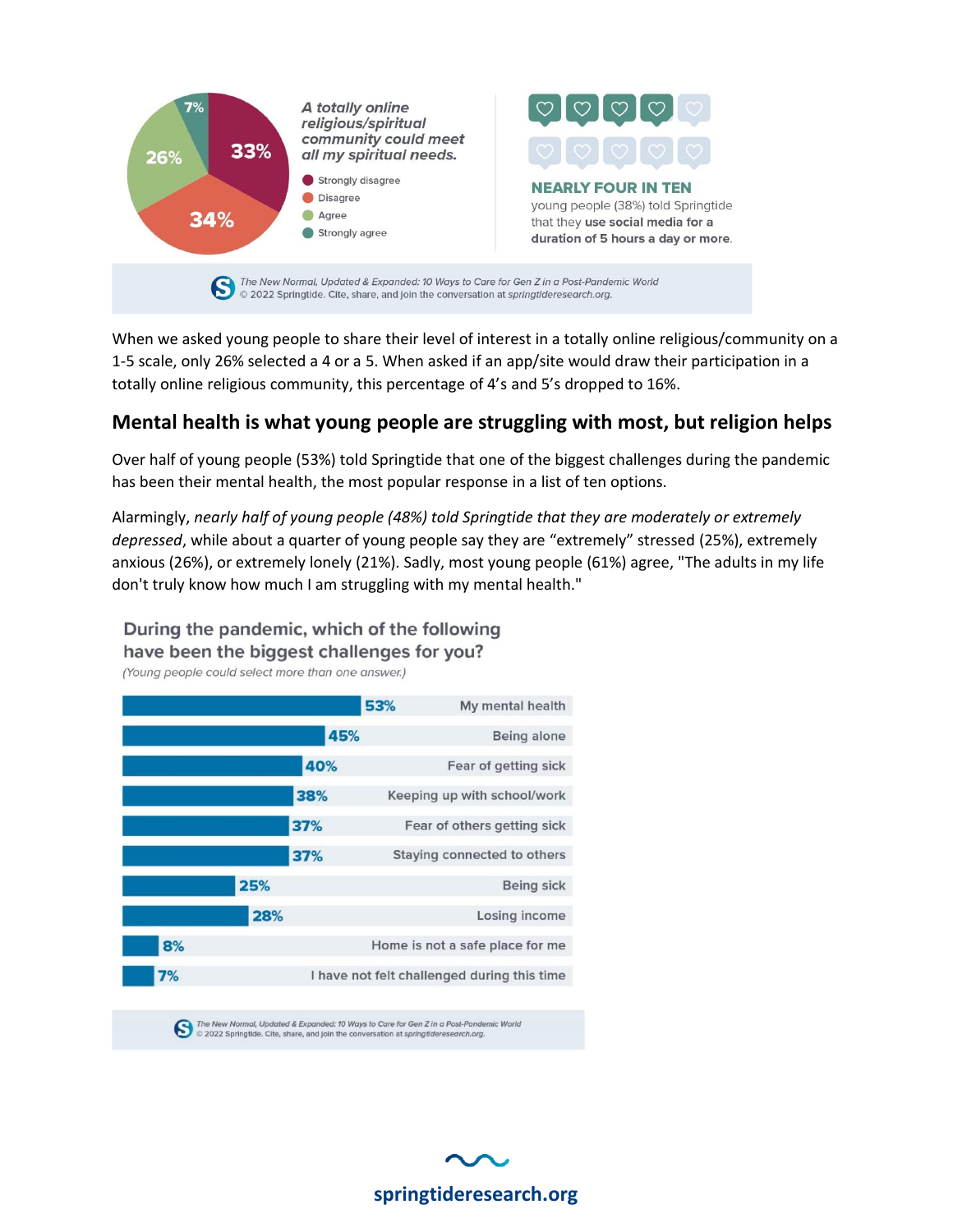A totally online religious/spiritual community could meet all my spiritual needs.

| Response | Percentage |
| --- | --- |
| Strongly disagree | 33% |
| Disagree | 34% |
| Agree | 26% |
| Strongly agree | 7% |

**NEARLY FOUR IN TEN** young people (38%) told Springtide that they **use social media for a duration of 5 hours a day or more**.

*The New Normal, Updated & Expanded: 10 Ways to Care for Gen Z in a Post-Pandemic World*
© 2022 Springtide. Cite, share, and join the conversation at *springtideresearch.org*.

When we asked young people to share their level of interest in a totally online religious/community on a 1-5 scale, only 26% selected a 4 or a 5. When asked if an app/site would draw their participation in a totally online religious community, this percentage of 4's and 5's dropped to 16%.

## Mental health is what young people are struggling with most, but religion helps

Over half of young people (53%) told Springtide that one of the biggest challenges during the pandemic has been their mental health, the most popular response in a list of ten options.

Alarmingly, *nearly half of young people (48%) told Springtide that they are moderately or extremely depressed*, while about a quarter of young people say they are "extremely" stressed (25%), extremely anxious (26%), or extremely lonely (21%). Sadly, most young people (61%) agree, "The adults in my life don't truly know how much I am struggling with my mental health."

**During the pandemic, which of the following have been the biggest challenges for you?**
*(Young people could select more than one answer.)*

| Challenge | Percentage |
| --- | --- |
| My mental health | 53% |
| Being alone | 45% |
| Fear of getting sick | 40% |
| Keeping up with school/work | 38% |
| Fear of others getting sick | 37% |
| Staying connected to others | 37% |
| Being sick | 25% |
| Losing income | 28% |
| Home is not a safe place for me | 8% |
| I have not felt challenged during this time | 7% |

*The New Normal, Updated & Expanded: 10 Ways to Care for Gen Z in a Post-Pandemic World*
© 2022 Springtide. Cite, share, and join the conversation at *springtideresearch.org*.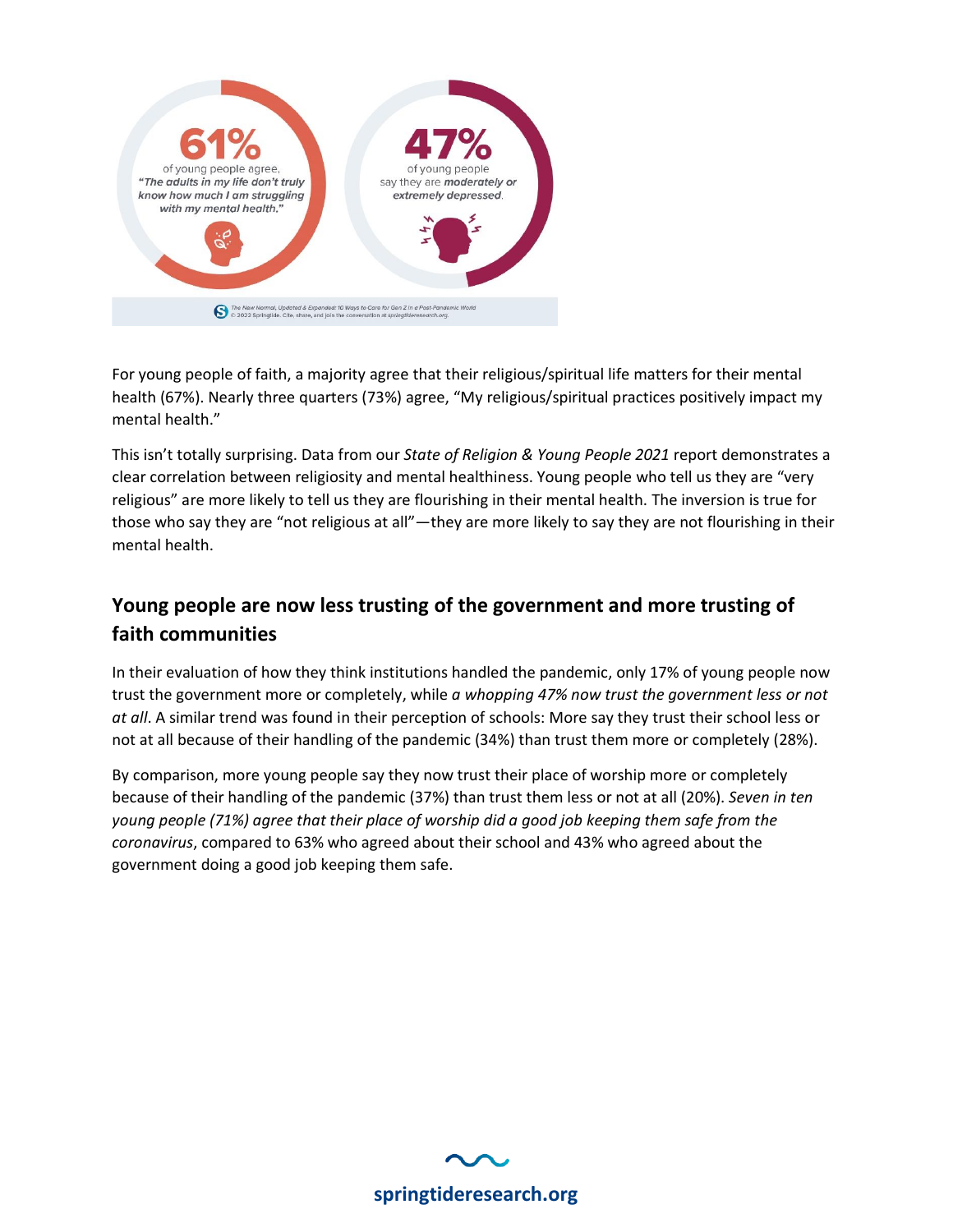61%
of young people agree, *"The adults in my life don't truly know how much I am struggling with my mental health."*

47%
of young people say they are ***moderately or extremely depressed***.

The New Normal, Updated & Expanded: 10 Ways to Care for Gen Z in a Post-Pandemic World
© 2022 Springtide. Cite, share, and join the conversation at springtideresearch.org.

For young people of faith, a majority agree that their religious/spiritual life matters for their mental health (67%). Nearly three quarters (73%) agree, "My religious/spiritual practices positively impact my mental health."

This isn't totally surprising. Data from our *State of Religion & Young People 2021* report demonstrates a clear correlation between religiosity and mental healthiness. Young people who tell us they are "very religious" are more likely to tell us they are flourishing in their mental health. The inversion is true for those who say they are "not religious at all"—they are more likely to say they are not flourishing in their mental health.

## Young people are now less trusting of the government and more trusting of faith communities

In their evaluation of how they think institutions handled the pandemic, only 17% of young people now trust the government more or completely, while *a whopping 47% now trust the government less or not at all*. A similar trend was found in their perception of schools: More say they trust their school less or not at all because of their handling of the pandemic (34%) than trust them more or completely (28%).

By comparison, more young people say they now trust their place of worship more or completely because of their handling of the pandemic (37%) than trust them less or not at all (20%). *Seven in ten young people (71%) agree that their place of worship did a good job keeping them safe from the coronavirus*, compared to 63% who agreed about their school and 43% who agreed about the government doing a good job keeping them safe.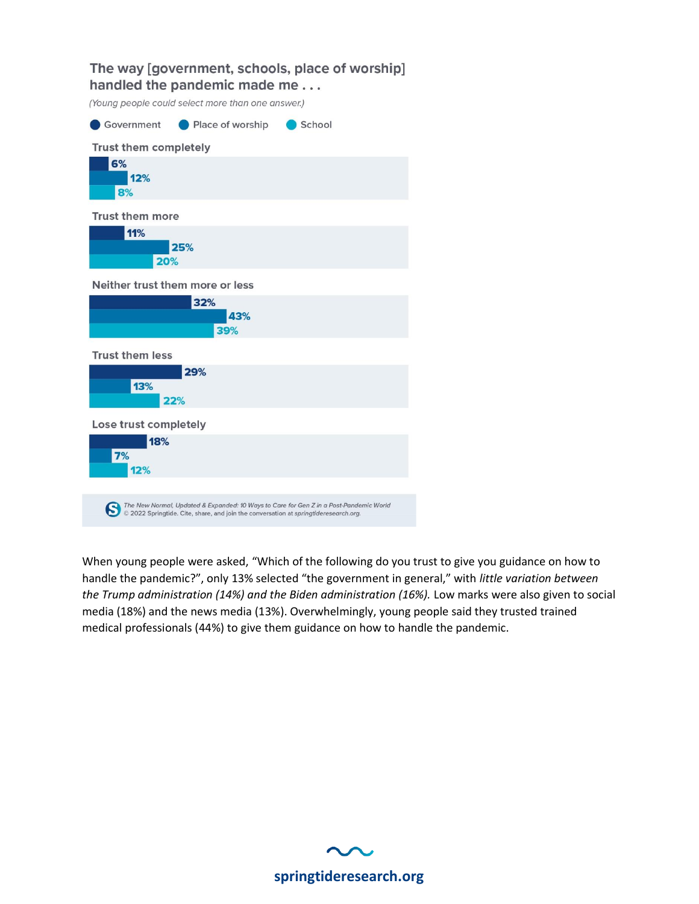The way [government, schools, place of worship] handled the pandemic made me . . .

*(Young people could select more than one answer.)*

| | Government | Place of worship | School |
|---|---|---|---|
| Trust them completely | 6% | 12% | 8% |
| Trust them more | 11% | 25% | 20% |
| Neither trust them more or less | 32% | 43% | 39% |
| Trust them less | 29% | 13% | 22% |
| Lose trust completely | 18% | 7% | 12% |

*The New Normal, Updated & Expanded: 10 Ways to Care for Gen Z in a Post-Pandemic World* © 2022 Springtide. Cite, share, and join the conversation at springtideresearch.org.

When young people were asked, "Which of the following do you trust to give you guidance on how to handle the pandemic?", only 13% selected "the government in general," with *little variation between the Trump administration (14%) and the Biden administration (16%).* Low marks were also given to social media (18%) and the news media (13%). Overwhelmingly, young people said they trusted trained medical professionals (44%) to give them guidance on how to handle the pandemic.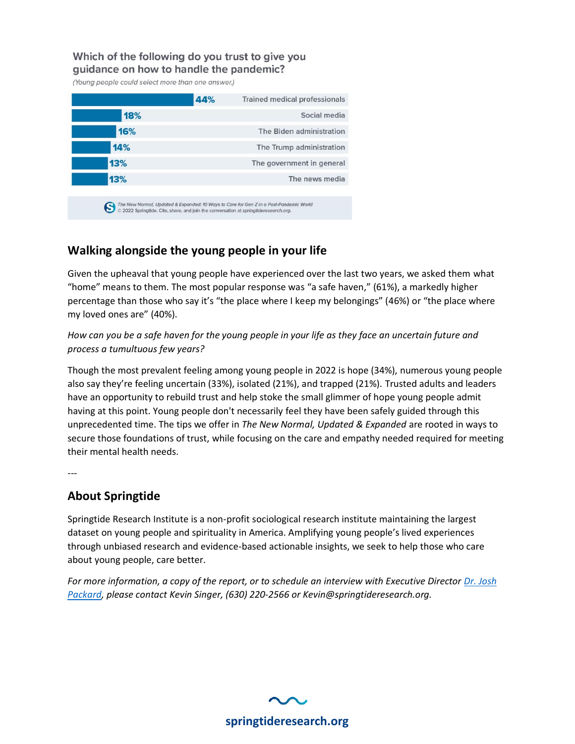Which of the following do you trust to give you guidance on how to handle the pandemic?

(Young people could select more than one answer.)

44% Trained medical professionals

18% Social media

16% The Biden administration

14% The Trump administration

13% The government in general

13% The news media

The New Normal, Updated & Expanded: 10 Ways to Care for Gen Z in a Post-Pandemic World
© 2022 Springtide. Cite, share, and join the conversation at springtideresearch.org.

## Walking alongside the young people in your life

Given the upheaval that young people have experienced over the last two years, we asked them what "home" means to them. The most popular response was "a safe haven," (61%), a markedly higher percentage than those who say it's "the place where I keep my belongings" (46%) or "the place where my loved ones are" (40%).

*How can you be a safe haven for the young people in your life as they face an uncertain future and process a tumultuous few years?*

Though the most prevalent feeling among young people in 2022 is hope (34%), numerous young people also say they're feeling uncertain (33%), isolated (21%), and trapped (21%). Trusted adults and leaders have an opportunity to rebuild trust and help stoke the small glimmer of hope young people admit having at this point. Young people don't necessarily feel they have been safely guided through this unprecedented time. The tips we offer in *The New Normal, Updated & Expanded* are rooted in ways to secure those foundations of trust, while focusing on the care and empathy needed required for meeting their mental health needs.

---

## About Springtide

Springtide Research Institute is a non-profit sociological research institute maintaining the largest dataset on young people and spirituality in America. Amplifying young people's lived experiences through unbiased research and evidence-based actionable insights, we seek to help those who care about young people, care better.

*For more information, a copy of the report, or to schedule an interview with Executive Director [Dr. Josh Packard](), please contact Kevin Singer, (630) 220-2566 or Kevin@springtideresearch.org.*

springtideresearch.org